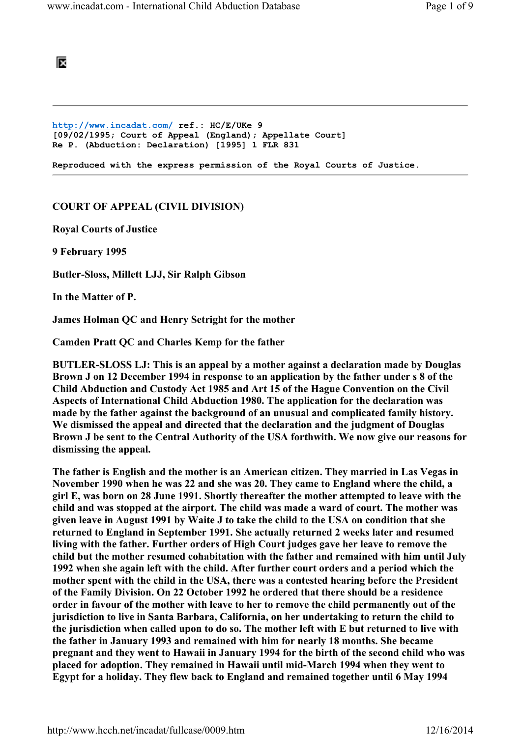http://www.incadat.com/ ref.: HC/E/UKe 9
[09/02/1995; Court of Appeal (England); Appellate Court]
Re P. (Abduction: Declaration) [1995] 1 FLR 831

**Reproduced with the express permission of the Royal Courts of Justice.**

---

**COURT OF APPEAL (CIVIL DIVISION)**

**Royal Courts of Justice**

**9 February 1995**

**Butler-Sloss, Millett LJJ, Sir Ralph Gibson**

**In the Matter of P.**

**James Holman QC and Henry Setright for the mother**

**Camden Pratt QC and Charles Kemp for the father**

**BUTLER-SLOSS LJ: This is an appeal by a mother against a declaration made by Douglas Brown J on 12 December 1994 in response to an application by the father under s 8 of the Child Abduction and Custody Act 1985 and Art 15 of the Hague Convention on the Civil Aspects of International Child Abduction 1980. The application for the declaration was made by the father against the background of an unusual and complicated family history. We dismissed the appeal and directed that the declaration and the judgment of Douglas Brown J be sent to the Central Authority of the USA forthwith. We now give our reasons for dismissing the appeal.**

**The father is English and the mother is an American citizen. They married in Las Vegas in November 1990 when he was 22 and she was 20. They came to England where the child, a girl E, was born on 28 June 1991. Shortly thereafter the mother attempted to leave with the child and was stopped at the airport. The child was made a ward of court. The mother was given leave in August 1991 by Waite J to take the child to the USA on condition that she returned to England in September 1991. She actually returned 2 weeks later and resumed living with the father. Further orders of High Court judges gave her leave to remove the child but the mother resumed cohabitation with the father and remained with him until July 1992 when she again left with the child. After further court orders and a period which the mother spent with the child in the USA, there was a contested hearing before the President of the Family Division. On 22 October 1992 he ordered that there should be a residence order in favour of the mother with leave to her to remove the child permanently out of the jurisdiction to live in Santa Barbara, California, on her undertaking to return the child to the jurisdiction when called upon to do so. The mother left with E but returned to live with the father in January 1993 and remained with him for nearly 18 months. She became pregnant and they went to Hawaii in January 1994 for the birth of the second child who was placed for adoption. They remained in Hawaii until mid-March 1994 when they went to Egypt for a holiday. They flew back to England and remained together until 6 May 1994**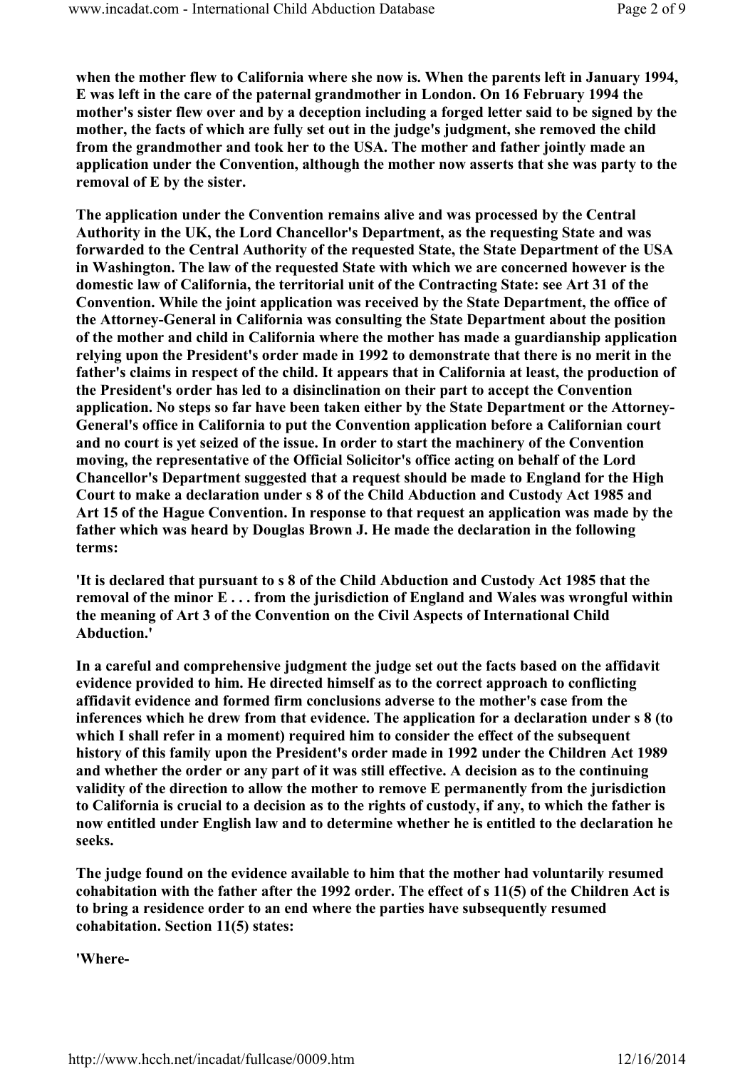**when the mother flew to California where she now is. When the parents left in January 1994, E was left in the care of the paternal grandmother in London. On 16 February 1994 the mother's sister flew over and by a deception including a forged letter said to be signed by the mother, the facts of which are fully set out in the judge's judgment, she removed the child from the grandmother and took her to the USA. The mother and father jointly made an application under the Convention, although the mother now asserts that she was party to the removal of E by the sister.**

**The application under the Convention remains alive and was processed by the Central Authority in the UK, the Lord Chancellor's Department, as the requesting State and was forwarded to the Central Authority of the requested State, the State Department of the USA in Washington. The law of the requested State with which we are concerned however is the domestic law of California, the territorial unit of the Contracting State: see Art 31 of the Convention. While the joint application was received by the State Department, the office of the Attorney-General in California was consulting the State Department about the position of the mother and child in California where the mother has made a guardianship application relying upon the President's order made in 1992 to demonstrate that there is no merit in the father's claims in respect of the child. It appears that in California at least, the production of the President's order has led to a disinclination on their part to accept the Convention application. No steps so far have been taken either by the State Department or the Attorney-General's office in California to put the Convention application before a Californian court and no court is yet seized of the issue. In order to start the machinery of the Convention moving, the representative of the Official Solicitor's office acting on behalf of the Lord Chancellor's Department suggested that a request should be made to England for the High Court to make a declaration under s 8 of the Child Abduction and Custody Act 1985 and Art 15 of the Hague Convention. In response to that request an application was made by the father which was heard by Douglas Brown J. He made the declaration in the following terms:**

**'It is declared that pursuant to s 8 of the Child Abduction and Custody Act 1985 that the removal of the minor E . . . from the jurisdiction of England and Wales was wrongful within the meaning of Art 3 of the Convention on the Civil Aspects of International Child Abduction.'**

**In a careful and comprehensive judgment the judge set out the facts based on the affidavit evidence provided to him. He directed himself as to the correct approach to conflicting affidavit evidence and formed firm conclusions adverse to the mother's case from the inferences which he drew from that evidence. The application for a declaration under s 8 (to which I shall refer in a moment) required him to consider the effect of the subsequent history of this family upon the President's order made in 1992 under the Children Act 1989 and whether the order or any part of it was still effective. A decision as to the continuing validity of the direction to allow the mother to remove E permanently from the jurisdiction to California is crucial to a decision as to the rights of custody, if any, to which the father is now entitled under English law and to determine whether he is entitled to the declaration he seeks.**

**The judge found on the evidence available to him that the mother had voluntarily resumed cohabitation with the father after the 1992 order. The effect of s 11(5) of the Children Act is to bring a residence order to an end where the parties have subsequently resumed cohabitation. Section 11(5) states:**

**'Where-**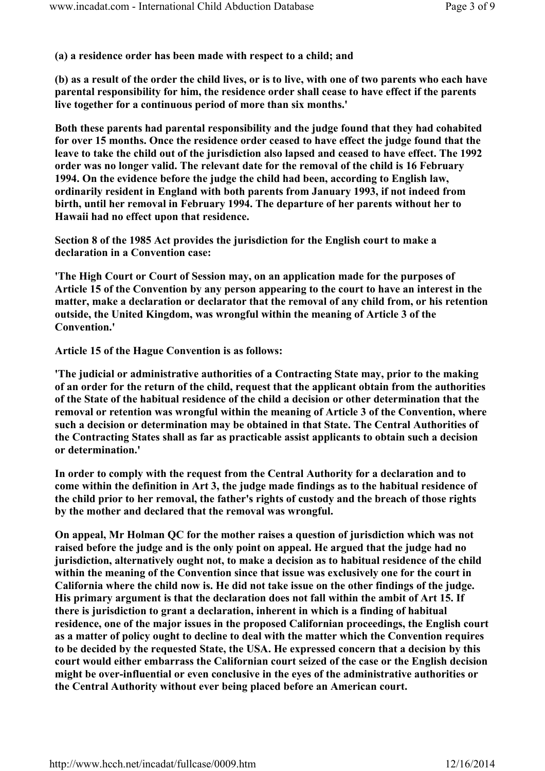**(a) a residence order has been made with respect to a child; and**

**(b) as a result of the order the child lives, or is to live, with one of two parents who each have parental responsibility for him, the residence order shall cease to have effect if the parents live together for a continuous period of more than six months.'**

**Both these parents had parental responsibility and the judge found that they had cohabited for over 15 months. Once the residence order ceased to have effect the judge found that the leave to take the child out of the jurisdiction also lapsed and ceased to have effect. The 1992 order was no longer valid. The relevant date for the removal of the child is 16 February 1994. On the evidence before the judge the child had been, according to English law, ordinarily resident in England with both parents from January 1993, if not indeed from birth, until her removal in February 1994. The departure of her parents without her to Hawaii had no effect upon that residence.**

**Section 8 of the 1985 Act provides the jurisdiction for the English court to make a declaration in a Convention case:**

**'The High Court or Court of Session may, on an application made for the purposes of Article 15 of the Convention by any person appearing to the court to have an interest in the matter, make a declaration or declarator that the removal of any child from, or his retention outside, the United Kingdom, was wrongful within the meaning of Article 3 of the Convention.'**

**Article 15 of the Hague Convention is as follows:**

**'The judicial or administrative authorities of a Contracting State may, prior to the making of an order for the return of the child, request that the applicant obtain from the authorities of the State of the habitual residence of the child a decision or other determination that the removal or retention was wrongful within the meaning of Article 3 of the Convention, where such a decision or determination may be obtained in that State. The Central Authorities of the Contracting States shall as far as practicable assist applicants to obtain such a decision or determination.'**

**In order to comply with the request from the Central Authority for a declaration and to come within the definition in Art 3, the judge made findings as to the habitual residence of the child prior to her removal, the father's rights of custody and the breach of those rights by the mother and declared that the removal was wrongful.**

**On appeal, Mr Holman QC for the mother raises a question of jurisdiction which was not raised before the judge and is the only point on appeal. He argued that the judge had no jurisdiction, alternatively ought not, to make a decision as to habitual residence of the child within the meaning of the Convention since that issue was exclusively one for the court in California where the child now is. He did not take issue on the other findings of the judge. His primary argument is that the declaration does not fall within the ambit of Art 15. If there is jurisdiction to grant a declaration, inherent in which is a finding of habitual residence, one of the major issues in the proposed Californian proceedings, the English court as a matter of policy ought to decline to deal with the matter which the Convention requires to be decided by the requested State, the USA. He expressed concern that a decision by this court would either embarrass the Californian court seized of the case or the English decision might be over-influential or even conclusive in the eyes of the administrative authorities or the Central Authority without ever being placed before an American court.**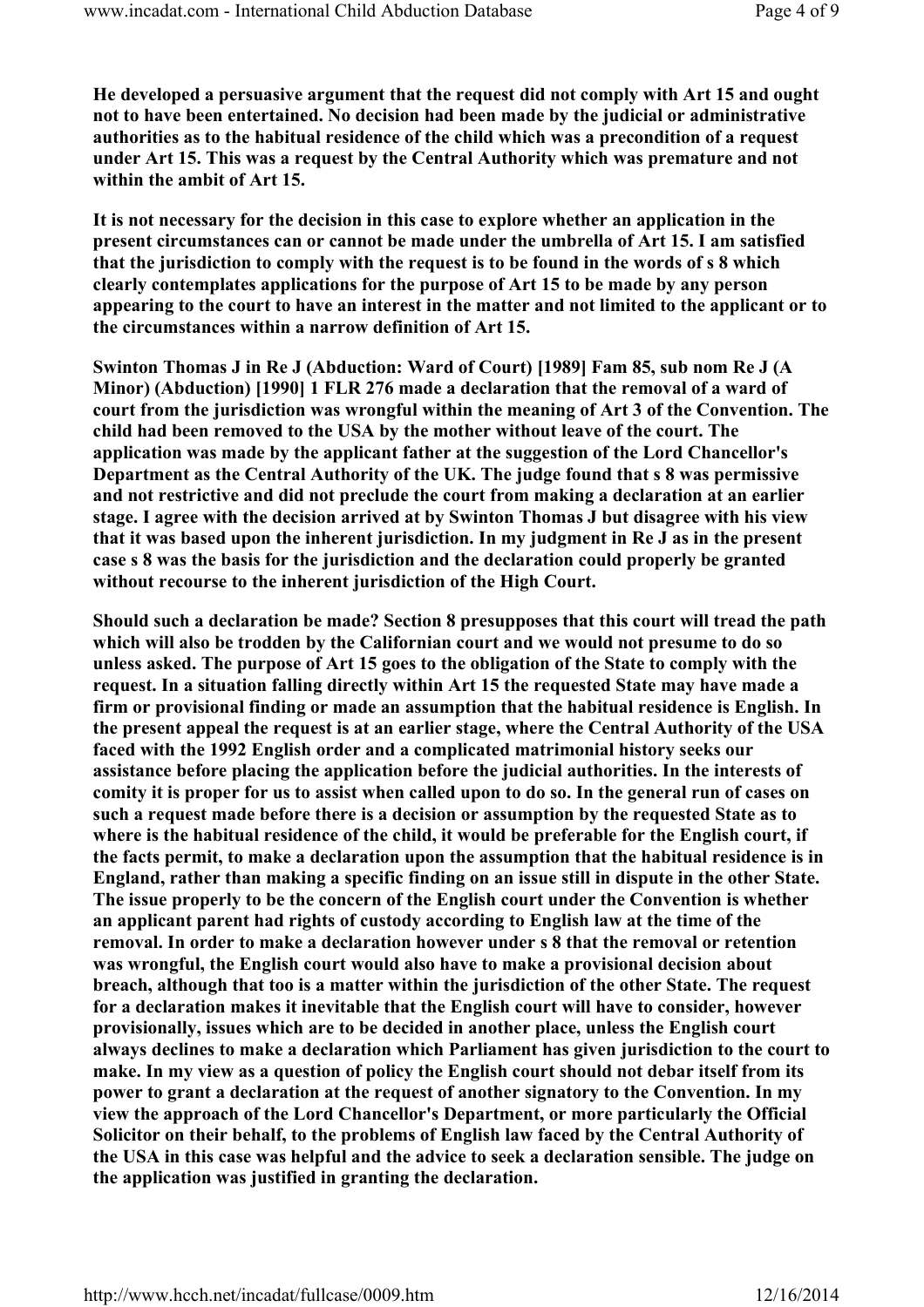**He developed a persuasive argument that the request did not comply with Art 15 and ought not to have been entertained. No decision had been made by the judicial or administrative authorities as to the habitual residence of the child which was a precondition of a request under Art 15. This was a request by the Central Authority which was premature and not within the ambit of Art 15.**

**It is not necessary for the decision in this case to explore whether an application in the present circumstances can or cannot be made under the umbrella of Art 15. I am satisfied that the jurisdiction to comply with the request is to be found in the words of s 8 which clearly contemplates applications for the purpose of Art 15 to be made by any person appearing to the court to have an interest in the matter and not limited to the applicant or to the circumstances within a narrow definition of Art 15.**

**Swinton Thomas J in Re J (Abduction: Ward of Court) [1989] Fam 85, sub nom Re J (A Minor) (Abduction) [1990] 1 FLR 276 made a declaration that the removal of a ward of court from the jurisdiction was wrongful within the meaning of Art 3 of the Convention. The child had been removed to the USA by the mother without leave of the court. The application was made by the applicant father at the suggestion of the Lord Chancellor's Department as the Central Authority of the UK. The judge found that s 8 was permissive and not restrictive and did not preclude the court from making a declaration at an earlier stage. I agree with the decision arrived at by Swinton Thomas J but disagree with his view that it was based upon the inherent jurisdiction. In my judgment in Re J as in the present case s 8 was the basis for the jurisdiction and the declaration could properly be granted without recourse to the inherent jurisdiction of the High Court.**

**Should such a declaration be made? Section 8 presupposes that this court will tread the path which will also be trodden by the Californian court and we would not presume to do so unless asked. The purpose of Art 15 goes to the obligation of the State to comply with the request. In a situation falling directly within Art 15 the requested State may have made a firm or provisional finding or made an assumption that the habitual residence is English. In the present appeal the request is at an earlier stage, where the Central Authority of the USA faced with the 1992 English order and a complicated matrimonial history seeks our assistance before placing the application before the judicial authorities. In the interests of comity it is proper for us to assist when called upon to do so. In the general run of cases on such a request made before there is a decision or assumption by the requested State as to where is the habitual residence of the child, it would be preferable for the English court, if the facts permit, to make a declaration upon the assumption that the habitual residence is in England, rather than making a specific finding on an issue still in dispute in the other State. The issue properly to be the concern of the English court under the Convention is whether an applicant parent had rights of custody according to English law at the time of the removal. In order to make a declaration however under s 8 that the removal or retention was wrongful, the English court would also have to make a provisional decision about breach, although that too is a matter within the jurisdiction of the other State. The request for a declaration makes it inevitable that the English court will have to consider, however provisionally, issues which are to be decided in another place, unless the English court always declines to make a declaration which Parliament has given jurisdiction to the court to make. In my view as a question of policy the English court should not debar itself from its power to grant a declaration at the request of another signatory to the Convention. In my view the approach of the Lord Chancellor's Department, or more particularly the Official Solicitor on their behalf, to the problems of English law faced by the Central Authority of the USA in this case was helpful and the advice to seek a declaration sensible. The judge on the application was justified in granting the declaration.**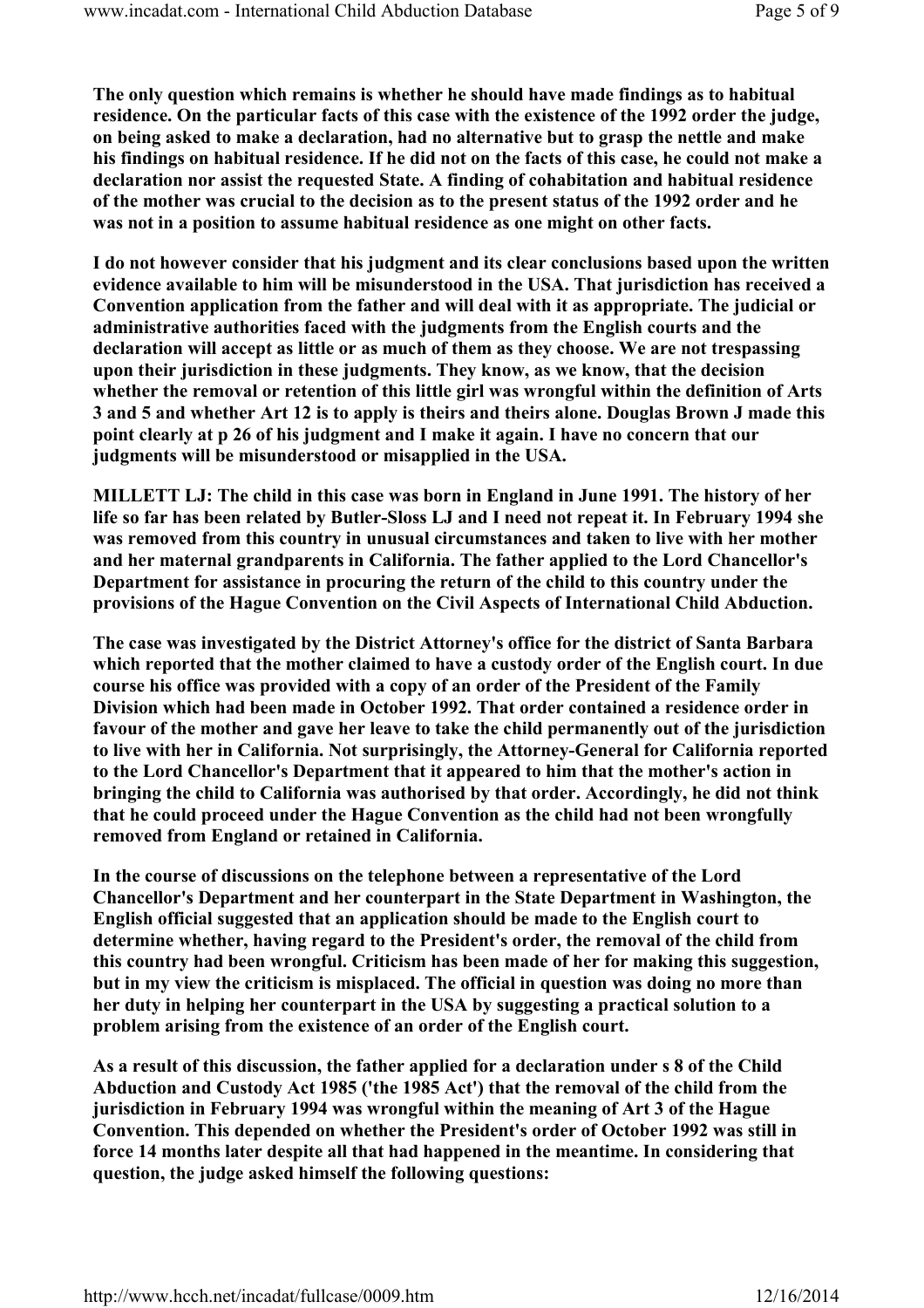**The only question which remains is whether he should have made findings as to habitual residence. On the particular facts of this case with the existence of the 1992 order the judge, on being asked to make a declaration, had no alternative but to grasp the nettle and make his findings on habitual residence. If he did not on the facts of this case, he could not make a declaration nor assist the requested State. A finding of cohabitation and habitual residence of the mother was crucial to the decision as to the present status of the 1992 order and he was not in a position to assume habitual residence as one might on other facts.**

**I do not however consider that his judgment and its clear conclusions based upon the written evidence available to him will be misunderstood in the USA. That jurisdiction has received a Convention application from the father and will deal with it as appropriate. The judicial or administrative authorities faced with the judgments from the English courts and the declaration will accept as little or as much of them as they choose. We are not trespassing upon their jurisdiction in these judgments. They know, as we know, that the decision whether the removal or retention of this little girl was wrongful within the definition of Arts 3 and 5 and whether Art 12 is to apply is theirs and theirs alone. Douglas Brown J made this point clearly at p 26 of his judgment and I make it again. I have no concern that our judgments will be misunderstood or misapplied in the USA.**

**MILLETT LJ: The child in this case was born in England in June 1991. The history of her life so far has been related by Butler-Sloss LJ and I need not repeat it. In February 1994 she was removed from this country in unusual circumstances and taken to live with her mother and her maternal grandparents in California. The father applied to the Lord Chancellor's Department for assistance in procuring the return of the child to this country under the provisions of the Hague Convention on the Civil Aspects of International Child Abduction.**

**The case was investigated by the District Attorney's office for the district of Santa Barbara which reported that the mother claimed to have a custody order of the English court. In due course his office was provided with a copy of an order of the President of the Family Division which had been made in October 1992. That order contained a residence order in favour of the mother and gave her leave to take the child permanently out of the jurisdiction to live with her in California. Not surprisingly, the Attorney-General for California reported to the Lord Chancellor's Department that it appeared to him that the mother's action in bringing the child to California was authorised by that order. Accordingly, he did not think that he could proceed under the Hague Convention as the child had not been wrongfully removed from England or retained in California.**

**In the course of discussions on the telephone between a representative of the Lord Chancellor's Department and her counterpart in the State Department in Washington, the English official suggested that an application should be made to the English court to determine whether, having regard to the President's order, the removal of the child from this country had been wrongful. Criticism has been made of her for making this suggestion, but in my view the criticism is misplaced. The official in question was doing no more than her duty in helping her counterpart in the USA by suggesting a practical solution to a problem arising from the existence of an order of the English court.**

**As a result of this discussion, the father applied for a declaration under s 8 of the Child Abduction and Custody Act 1985 ('the 1985 Act') that the removal of the child from the jurisdiction in February 1994 was wrongful within the meaning of Art 3 of the Hague Convention. This depended on whether the President's order of October 1992 was still in force 14 months later despite all that had happened in the meantime. In considering that question, the judge asked himself the following questions:**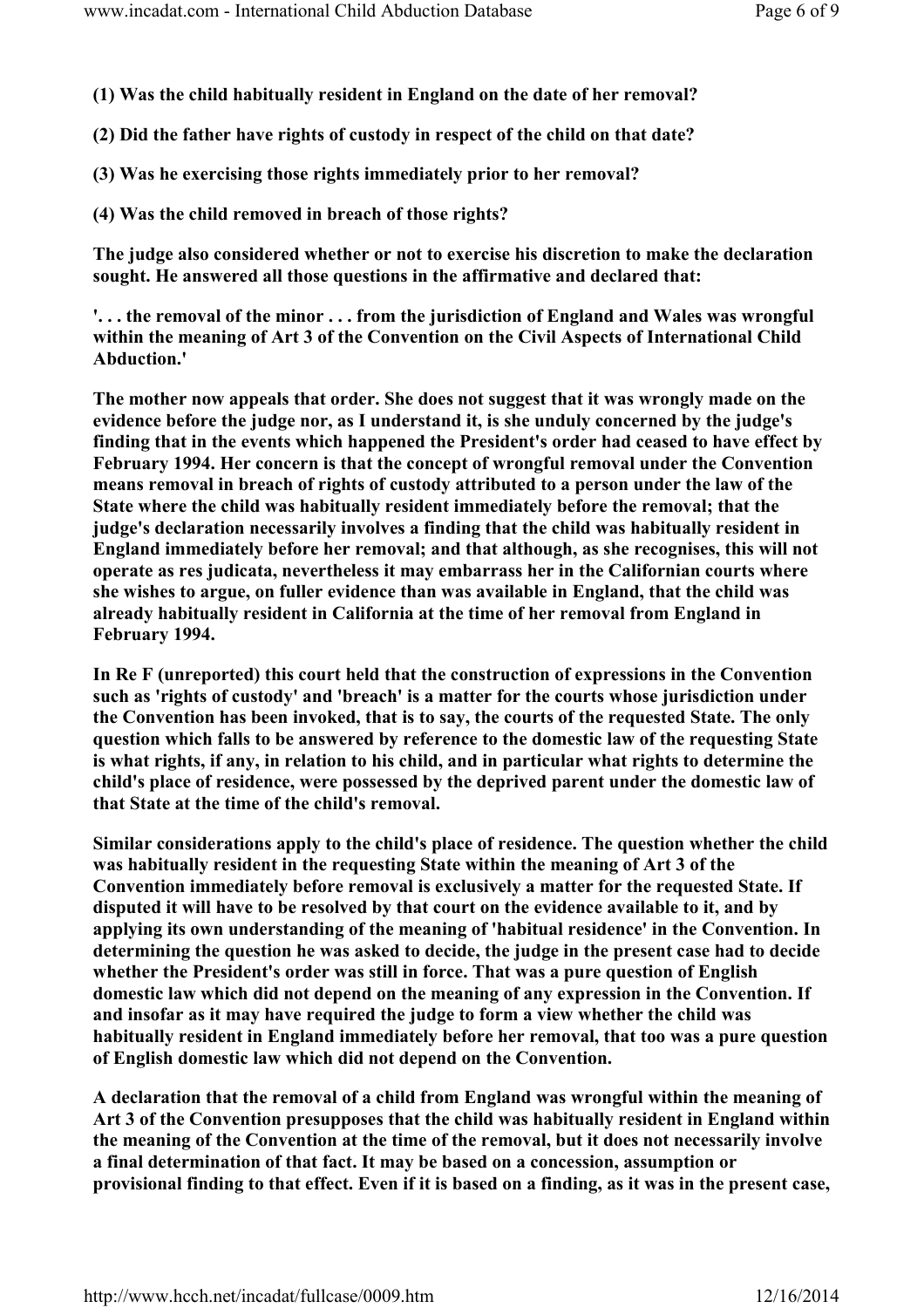**(1) Was the child habitually resident in England on the date of her removal?**

**(2) Did the father have rights of custody in respect of the child on that date?**

**(3) Was he exercising those rights immediately prior to her removal?**

**(4) Was the child removed in breach of those rights?**

**The judge also considered whether or not to exercise his discretion to make the declaration sought. He answered all those questions in the affirmative and declared that:**

**'. . . the removal of the minor . . . from the jurisdiction of England and Wales was wrongful within the meaning of Art 3 of the Convention on the Civil Aspects of International Child Abduction.'**

**The mother now appeals that order. She does not suggest that it was wrongly made on the evidence before the judge nor, as I understand it, is she unduly concerned by the judge's finding that in the events which happened the President's order had ceased to have effect by February 1994. Her concern is that the concept of wrongful removal under the Convention means removal in breach of rights of custody attributed to a person under the law of the State where the child was habitually resident immediately before the removal; that the judge's declaration necessarily involves a finding that the child was habitually resident in England immediately before her removal; and that although, as she recognises, this will not operate as res judicata, nevertheless it may embarrass her in the Californian courts where she wishes to argue, on fuller evidence than was available in England, that the child was already habitually resident in California at the time of her removal from England in February 1994.**

**In Re F (unreported) this court held that the construction of expressions in the Convention such as 'rights of custody' and 'breach' is a matter for the courts whose jurisdiction under the Convention has been invoked, that is to say, the courts of the requested State. The only question which falls to be answered by reference to the domestic law of the requesting State is what rights, if any, in relation to his child, and in particular what rights to determine the child's place of residence, were possessed by the deprived parent under the domestic law of that State at the time of the child's removal.**

**Similar considerations apply to the child's place of residence. The question whether the child was habitually resident in the requesting State within the meaning of Art 3 of the Convention immediately before removal is exclusively a matter for the requested State. If disputed it will have to be resolved by that court on the evidence available to it, and by applying its own understanding of the meaning of 'habitual residence' in the Convention. In determining the question he was asked to decide, the judge in the present case had to decide whether the President's order was still in force. That was a pure question of English domestic law which did not depend on the meaning of any expression in the Convention. If and insofar as it may have required the judge to form a view whether the child was habitually resident in England immediately before her removal, that too was a pure question of English domestic law which did not depend on the Convention.**

**A declaration that the removal of a child from England was wrongful within the meaning of Art 3 of the Convention presupposes that the child was habitually resident in England within the meaning of the Convention at the time of the removal, but it does not necessarily involve a final determination of that fact. It may be based on a concession, assumption or provisional finding to that effect. Even if it is based on a finding, as it was in the present case,**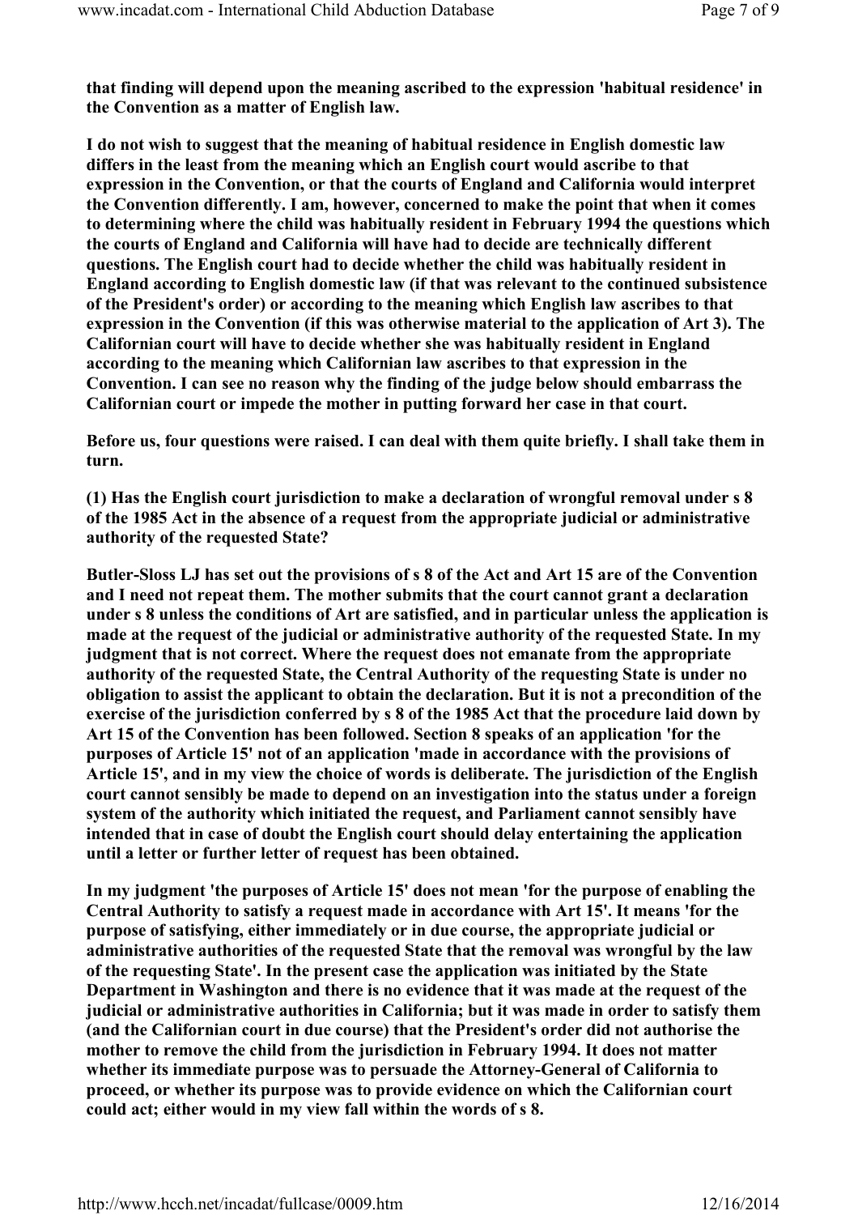**that finding will depend upon the meaning ascribed to the expression 'habitual residence' in the Convention as a matter of English law.**

**I do not wish to suggest that the meaning of habitual residence in English domestic law differs in the least from the meaning which an English court would ascribe to that expression in the Convention, or that the courts of England and California would interpret the Convention differently. I am, however, concerned to make the point that when it comes to determining where the child was habitually resident in February 1994 the questions which the courts of England and California will have had to decide are technically different questions. The English court had to decide whether the child was habitually resident in England according to English domestic law (if that was relevant to the continued subsistence of the President's order) or according to the meaning which English law ascribes to that expression in the Convention (if this was otherwise material to the application of Art 3). The Californian court will have to decide whether she was habitually resident in England according to the meaning which Californian law ascribes to that expression in the Convention. I can see no reason why the finding of the judge below should embarrass the Californian court or impede the mother in putting forward her case in that court.**

**Before us, four questions were raised. I can deal with them quite briefly. I shall take them in turn.**

**(1) Has the English court jurisdiction to make a declaration of wrongful removal under s 8 of the 1985 Act in the absence of a request from the appropriate judicial or administrative authority of the requested State?**

**Butler-Sloss LJ has set out the provisions of s 8 of the Act and Art 15 are of the Convention and I need not repeat them. The mother submits that the court cannot grant a declaration under s 8 unless the conditions of Art are satisfied, and in particular unless the application is made at the request of the judicial or administrative authority of the requested State. In my judgment that is not correct. Where the request does not emanate from the appropriate authority of the requested State, the Central Authority of the requesting State is under no obligation to assist the applicant to obtain the declaration. But it is not a precondition of the exercise of the jurisdiction conferred by s 8 of the 1985 Act that the procedure laid down by Art 15 of the Convention has been followed. Section 8 speaks of an application 'for the purposes of Article 15' not of an application 'made in accordance with the provisions of Article 15', and in my view the choice of words is deliberate. The jurisdiction of the English court cannot sensibly be made to depend on an investigation into the status under a foreign system of the authority which initiated the request, and Parliament cannot sensibly have intended that in case of doubt the English court should delay entertaining the application until a letter or further letter of request has been obtained.**

**In my judgment 'the purposes of Article 15' does not mean 'for the purpose of enabling the Central Authority to satisfy a request made in accordance with Art 15'. It means 'for the purpose of satisfying, either immediately or in due course, the appropriate judicial or administrative authorities of the requested State that the removal was wrongful by the law of the requesting State'. In the present case the application was initiated by the State Department in Washington and there is no evidence that it was made at the request of the judicial or administrative authorities in California; but it was made in order to satisfy them (and the Californian court in due course) that the President's order did not authorise the mother to remove the child from the jurisdiction in February 1994. It does not matter whether its immediate purpose was to persuade the Attorney-General of California to proceed, or whether its purpose was to provide evidence on which the Californian court could act; either would in my view fall within the words of s 8.**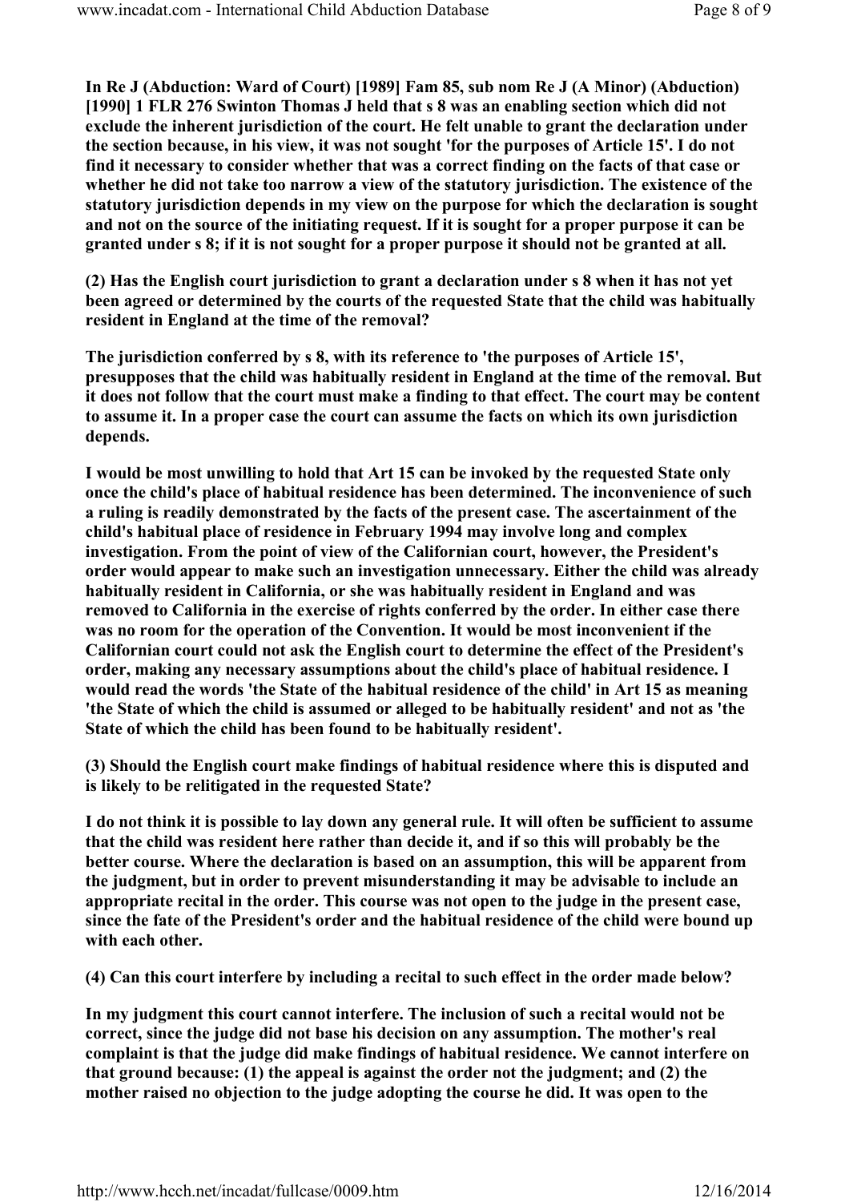**In Re J (Abduction: Ward of Court) [1989] Fam 85, sub nom Re J (A Minor) (Abduction) [1990] 1 FLR 276 Swinton Thomas J held that s 8 was an enabling section which did not exclude the inherent jurisdiction of the court. He felt unable to grant the declaration under the section because, in his view, it was not sought 'for the purposes of Article 15'. I do not find it necessary to consider whether that was a correct finding on the facts of that case or whether he did not take too narrow a view of the statutory jurisdiction. The existence of the statutory jurisdiction depends in my view on the purpose for which the declaration is sought and not on the source of the initiating request. If it is sought for a proper purpose it can be granted under s 8; if it is not sought for a proper purpose it should not be granted at all.**

**(2) Has the English court jurisdiction to grant a declaration under s 8 when it has not yet been agreed or determined by the courts of the requested State that the child was habitually resident in England at the time of the removal?**

**The jurisdiction conferred by s 8, with its reference to 'the purposes of Article 15', presupposes that the child was habitually resident in England at the time of the removal. But it does not follow that the court must make a finding to that effect. The court may be content to assume it. In a proper case the court can assume the facts on which its own jurisdiction depends.**

**I would be most unwilling to hold that Art 15 can be invoked by the requested State only once the child's place of habitual residence has been determined. The inconvenience of such a ruling is readily demonstrated by the facts of the present case. The ascertainment of the child's habitual place of residence in February 1994 may involve long and complex investigation. From the point of view of the Californian court, however, the President's order would appear to make such an investigation unnecessary. Either the child was already habitually resident in California, or she was habitually resident in England and was removed to California in the exercise of rights conferred by the order. In either case there was no room for the operation of the Convention. It would be most inconvenient if the Californian court could not ask the English court to determine the effect of the President's order, making any necessary assumptions about the child's place of habitual residence. I would read the words 'the State of the habitual residence of the child' in Art 15 as meaning 'the State of which the child is assumed or alleged to be habitually resident' and not as 'the State of which the child has been found to be habitually resident'.**

**(3) Should the English court make findings of habitual residence where this is disputed and is likely to be relitigated in the requested State?**

**I do not think it is possible to lay down any general rule. It will often be sufficient to assume that the child was resident here rather than decide it, and if so this will probably be the better course. Where the declaration is based on an assumption, this will be apparent from the judgment, but in order to prevent misunderstanding it may be advisable to include an appropriate recital in the order. This course was not open to the judge in the present case, since the fate of the President's order and the habitual residence of the child were bound up with each other.**

**(4) Can this court interfere by including a recital to such effect in the order made below?**

**In my judgment this court cannot interfere. The inclusion of such a recital would not be correct, since the judge did not base his decision on any assumption. The mother's real complaint is that the judge did make findings of habitual residence. We cannot interfere on that ground because: (1) the appeal is against the order not the judgment; and (2) the mother raised no objection to the judge adopting the course he did. It was open to the**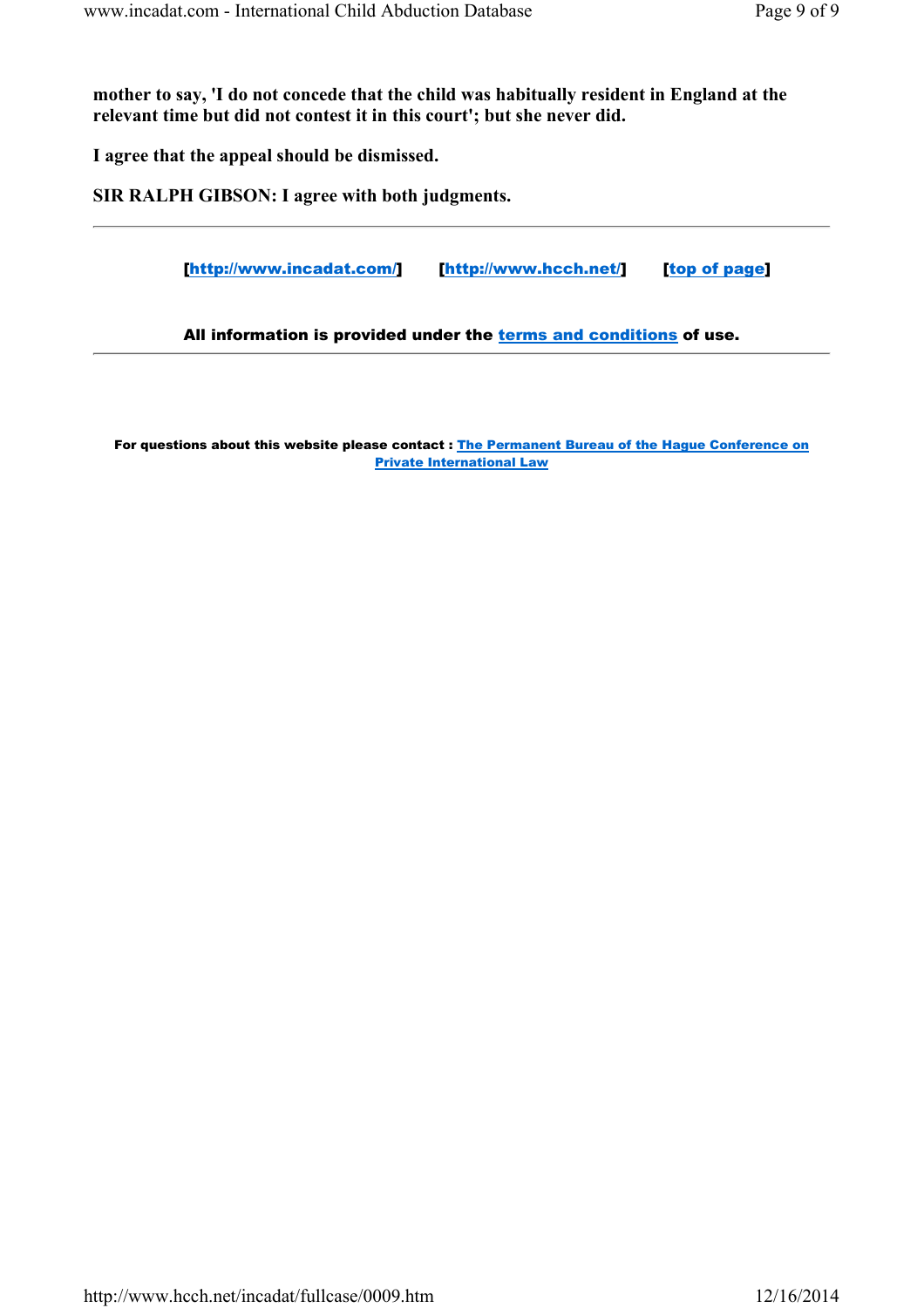**mother to say, 'I do not concede that the child was habitually resident in England at the relevant time but did not contest it in this court'; but she never did.**

**I agree that the appeal should be dismissed.**

**SIR RALPH GIBSON: I agree with both judgments.**

---

**[http://www.incadat.com/]** **[http://www.hcch.net/]** **[top of page]**

**All information is provided under the terms and conditions of use.**

---

**For questions about this website please contact : The Permanent Bureau of the Hague Conference on Private International Law**